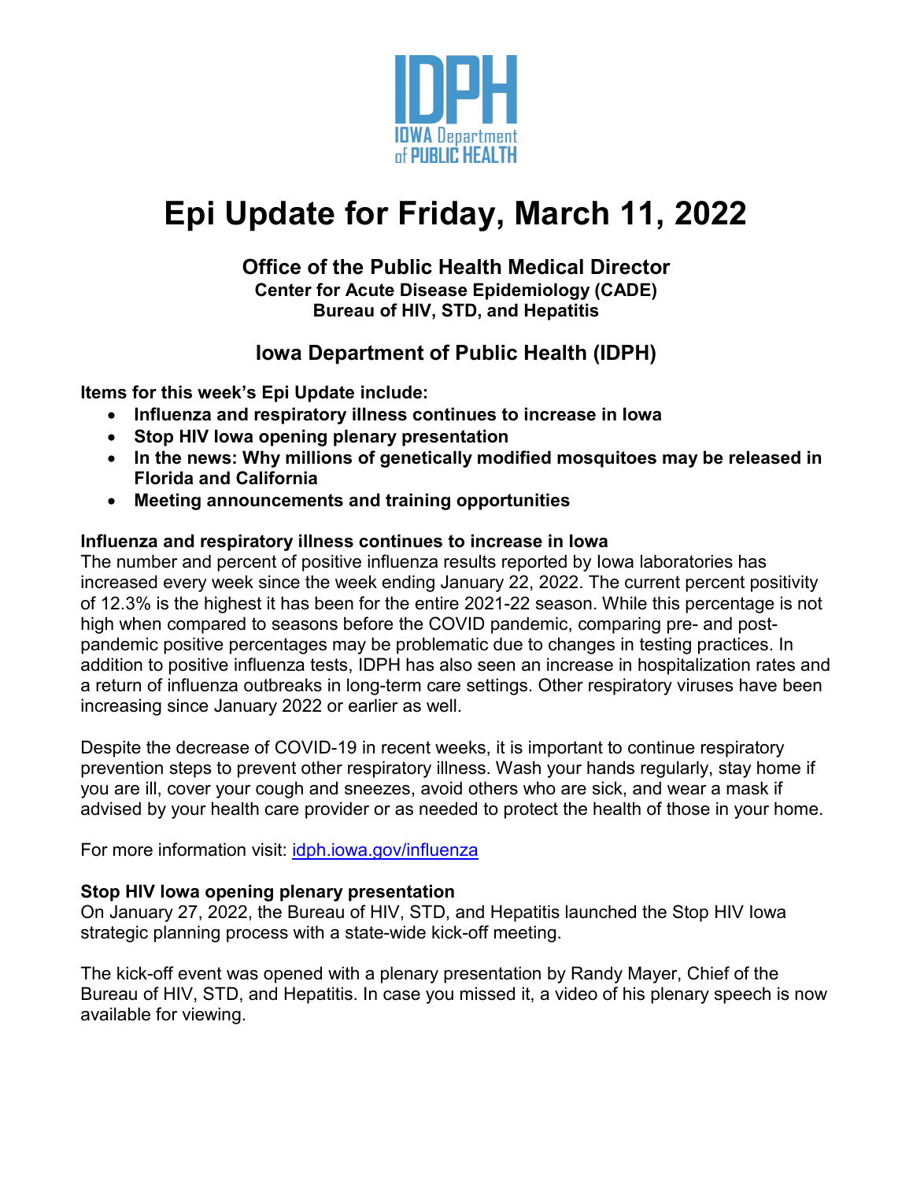# Epi Update for Friday, March 11, 2022

**Office of the Public Health Medical Director**
**Center for Acute Disease Epidemiology (CADE)**
**Bureau of HIV, STD, and Hepatitis**

**Iowa Department of Public Health (IDPH)**

**Items for this week's Epi Update include:**

- **Influenza and respiratory illness continues to increase in Iowa**
- **Stop HIV Iowa opening plenary presentation**
- **In the news: Why millions of genetically modified mosquitoes may be released in Florida and California**
- **Meeting announcements and training opportunities**

### Influenza and respiratory illness continues to increase in Iowa

The number and percent of positive influenza results reported by Iowa laboratories has increased every week since the week ending January 22, 2022. The current percent positivity of 12.3% is the highest it has been for the entire 2021-22 season. While this percentage is not high when compared to seasons before the COVID pandemic, comparing pre- and post-pandemic positive percentages may be problematic due to changes in testing practices. In addition to positive influenza tests, IDPH has also seen an increase in hospitalization rates and a return of influenza outbreaks in long-term care settings. Other respiratory viruses have been increasing since January 2022 or earlier as well.

Despite the decrease of COVID-19 in recent weeks, it is important to continue respiratory prevention steps to prevent other respiratory illness. Wash your hands regularly, stay home if you are ill, cover your cough and sneezes, avoid others who are sick, and wear a mask if advised by your health care provider or as needed to protect the health of those in your home.

For more information visit: idph.iowa.gov/influenza

### Stop HIV Iowa opening plenary presentation

On January 27, 2022, the Bureau of HIV, STD, and Hepatitis launched the Stop HIV Iowa strategic planning process with a state-wide kick-off meeting.

The kick-off event was opened with a plenary presentation by Randy Mayer, Chief of the Bureau of HIV, STD, and Hepatitis. In case you missed it, a video of his plenary speech is now available for viewing.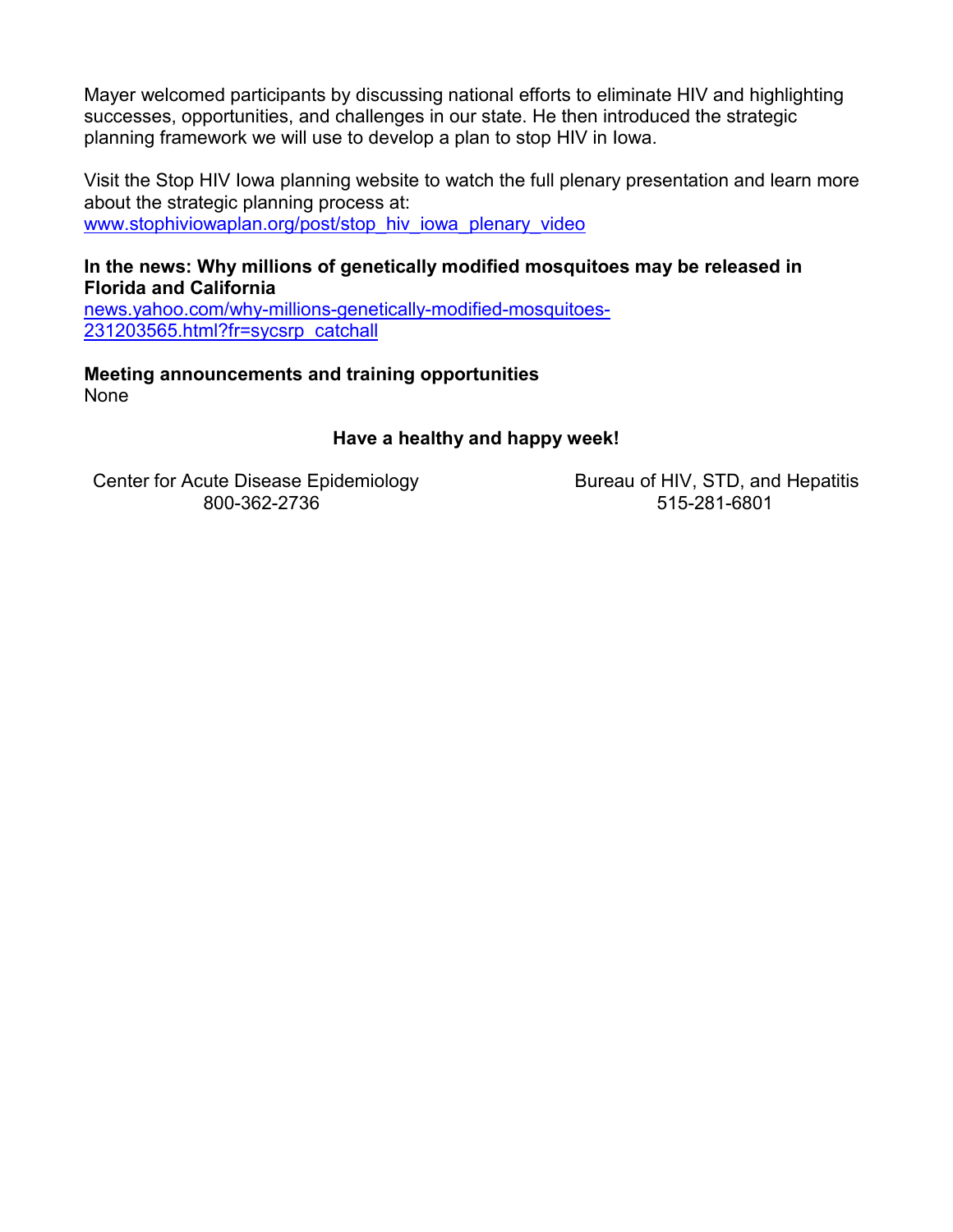Mayer welcomed participants by discussing national efforts to eliminate HIV and highlighting successes, opportunities, and challenges in our state. He then introduced the strategic planning framework we will use to develop a plan to stop HIV in Iowa.

Visit the Stop HIV Iowa planning website to watch the full plenary presentation and learn more about the strategic planning process at:
www.stophiviowaplan.org/post/stop_hiv_iowa_plenary_video

**In the news: Why millions of genetically modified mosquitoes may be released in Florida and California**
news.yahoo.com/why-millions-genetically-modified-mosquitoes-231203565.html?fr=sycsrp_catchall

**Meeting announcements and training opportunities**
None

**Have a healthy and happy week!**

Center for Acute Disease Epidemiology
800-362-2736

Bureau of HIV, STD, and Hepatitis
515-281-6801